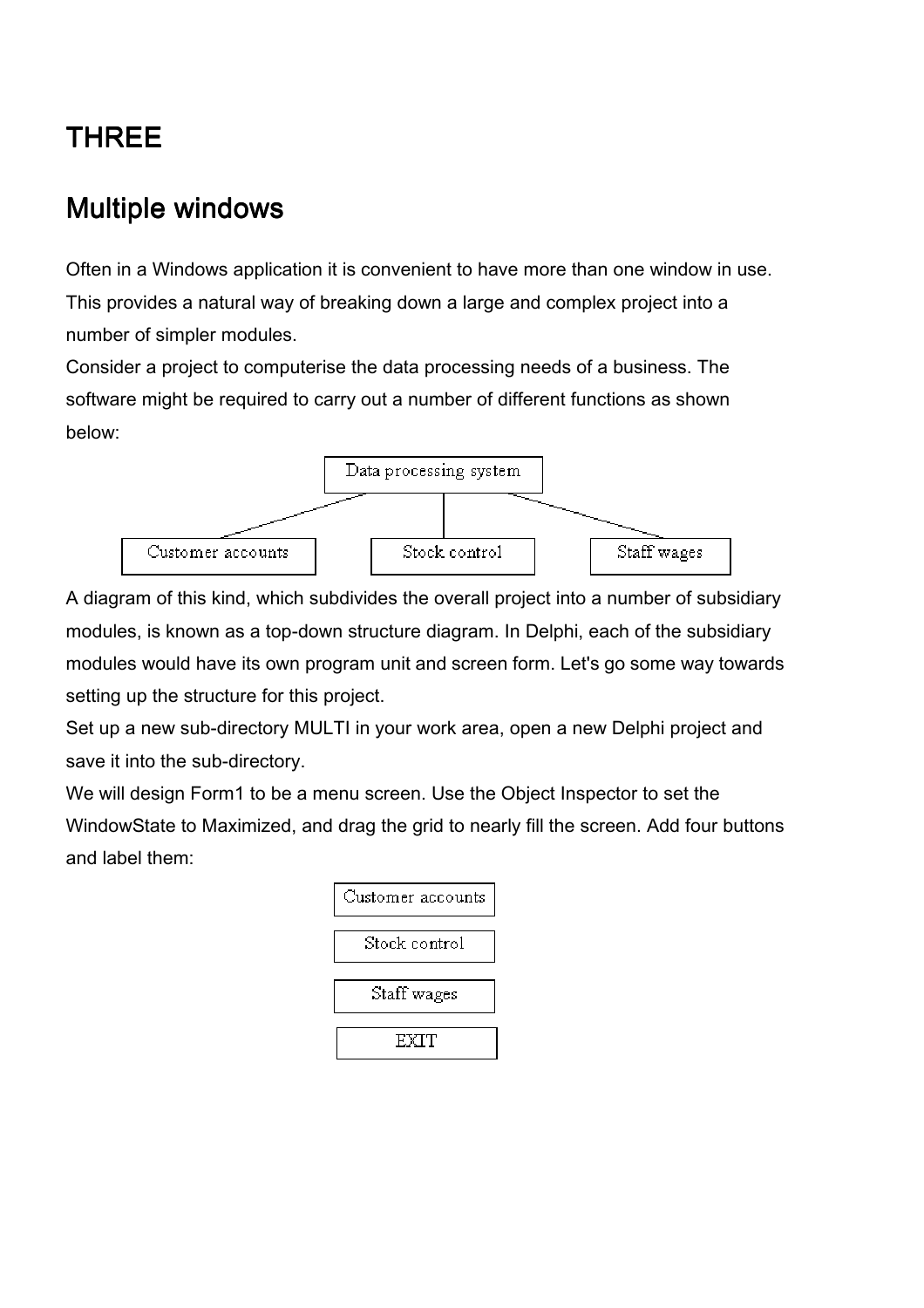# THREE

## Multiple windows

Often in a Windows application it is convenient to have more than one window in use. This provides a natural way of breaking down a large and complex project into a number of simpler modules.

Consider a project to computerise the data processing needs of a business. The software might be required to carry out a number of different functions as shown below:

```
                 Data processing system
        /                 |                 \
Customer accounts    Stock control      Staff wages
```

A diagram of this kind, which subdivides the overall project into a number of subsidiary modules, is known as a top-down structure diagram. In Delphi, each of the subsidiary modules would have its own program unit and screen form. Let's go some way towards setting up the structure for this project.

Set up a new sub-directory MULTI in your work area, open a new Delphi project and save it into the sub-directory.

We will design Form1 to be a menu screen. Use the Object Inspector to set the WindowState to Maximized, and drag the grid to nearly fill the screen. Add four buttons and label them:

```
Customer accounts
Stock control
Staff wages
EXIT
```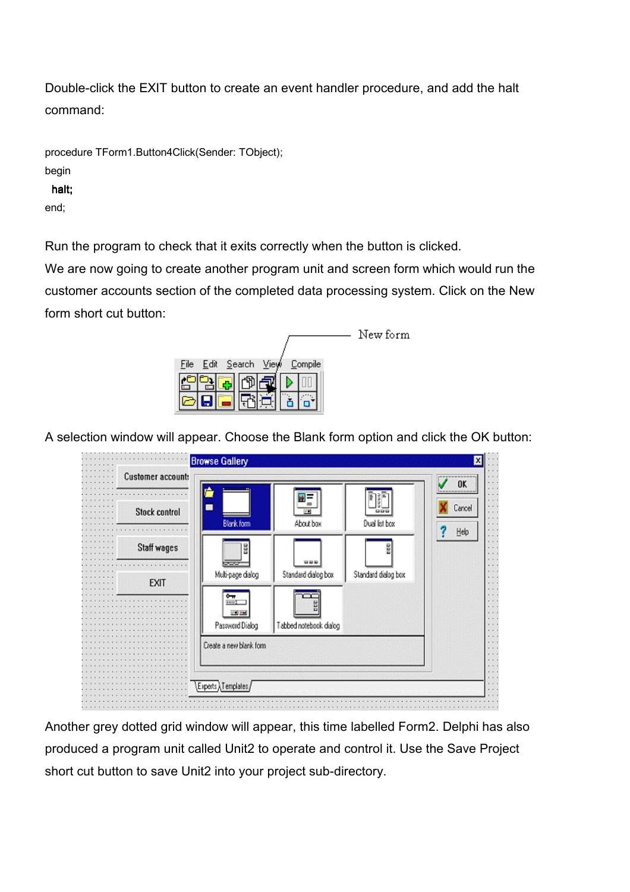Double-click the EXIT button to create an event handler procedure, and add the halt command:

```
procedure TForm1.Button4Click(Sender: TObject);
begin
  halt;
end;
```

Run the program to check that it exits correctly when the button is clicked.

We are now going to create another program unit and screen form which would run the customer accounts section of the completed data processing system. Click on the New form short cut button:

A selection window will appear. Choose the Blank form option and click the OK button:

Another grey dotted grid window will appear, this time labelled Form2. Delphi has also produced a program unit called Unit2 to operate and control it. Use the Save Project short cut button to save Unit2 into your project sub-directory.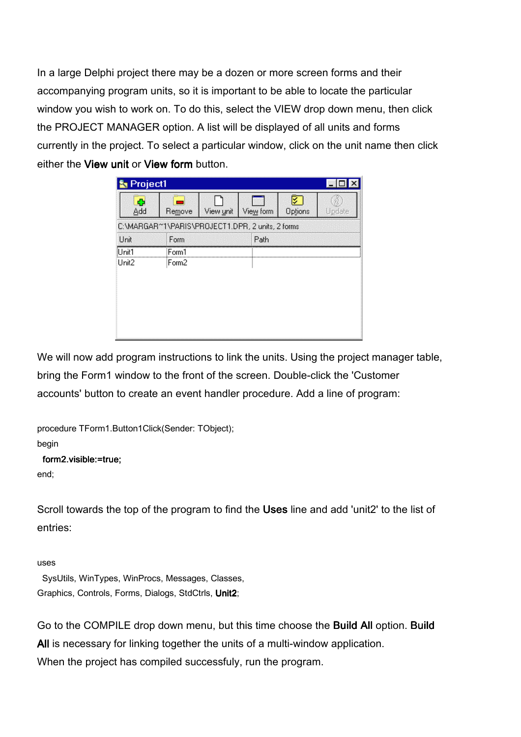In a large Delphi project there may be a dozen or more screen forms and their accompanying program units, so it is important to be able to locate the particular window you wish to work on. To do this, select the VIEW drop down menu, then click the PROJECT MANAGER option. A list will be displayed of all units and forms currently in the project. To select a particular window, click on the unit name then click either the **View unit** or **View form** button.

We will now add program instructions to link the units. Using the project manager table, bring the Form1 window to the front of the screen. Double-click the 'Customer accounts' button to create an event handler procedure. Add a line of program:

```
procedure TForm1.Button1Click(Sender: TObject);
begin
  form2.visible:=true;
end;
```

Scroll towards the top of the program to find the **Uses** line and add 'unit2' to the list of entries:

```
uses
  SysUtils, WinTypes, WinProcs, Messages, Classes,
Graphics, Controls, Forms, Dialogs, StdCtrls, Unit2;
```

Go to the COMPILE drop down menu, but this time choose the **Build All** option. **Build All** is necessary for linking together the units of a multi-window application. When the project has compiled successfully, run the program.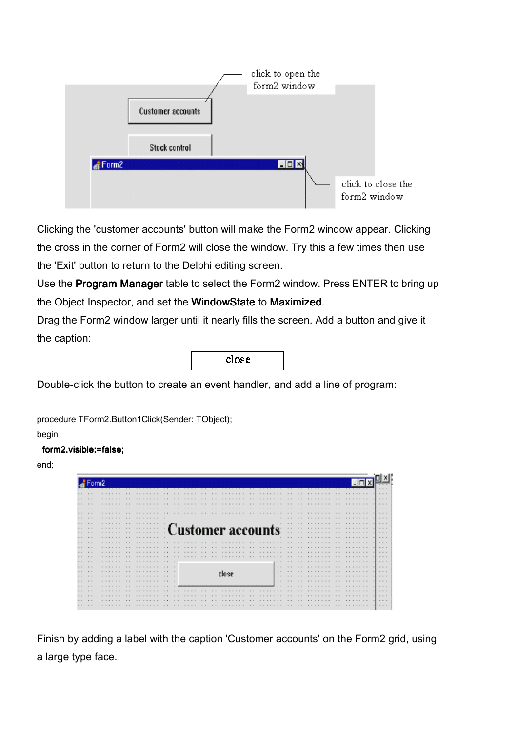Clicking the 'customer accounts' button will make the Form2 window appear. Clicking the cross in the corner of Form2 will close the window. Try this a few times then use the 'Exit' button to return to the Delphi editing screen.

Use the **Program Manager** table to select the Form2 window. Press ENTER to bring up the Object Inspector, and set the **WindowState** to **Maximized**.

Drag the Form2 window larger until it nearly fills the screen. Add a button and give it the caption:

close

Double-click the button to create an event handler, and add a line of program:

```
procedure TForm2.Button1Click(Sender: TObject);
begin
  form2.visible:=false;
end;
```

Finish by adding a label with the caption 'Customer accounts' on the Form2 grid, using a large type face.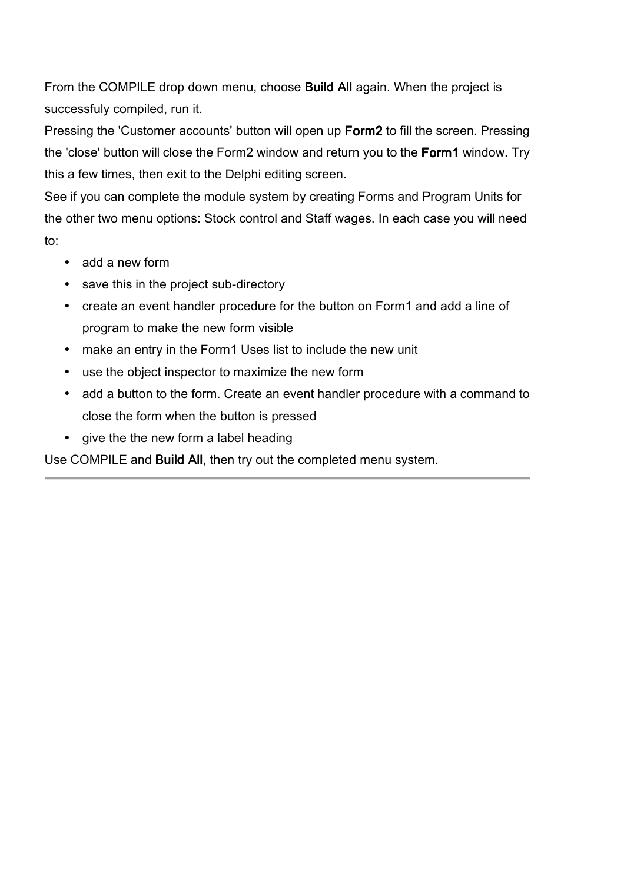From the COMPILE drop down menu, choose **Build All** again. When the project is successfuly compiled, run it.

Pressing the 'Customer accounts' button will open up **Form2** to fill the screen. Pressing the 'close' button will close the Form2 window and return you to the **Form1** window. Try this a few times, then exit to the Delphi editing screen.

See if you can complete the module system by creating Forms and Program Units for the other two menu options: Stock control and Staff wages. In each case you will need to:

- add a new form
- save this in the project sub-directory
- create an event handler procedure for the button on Form1 and add a line of program to make the new form visible
- make an entry in the Form1 Uses list to include the new unit
- use the object inspector to maximize the new form
- add a button to the form. Create an event handler procedure with a command to close the form when the button is pressed
- give the the new form a label heading

Use COMPILE and **Build All**, then try out the completed menu system.

---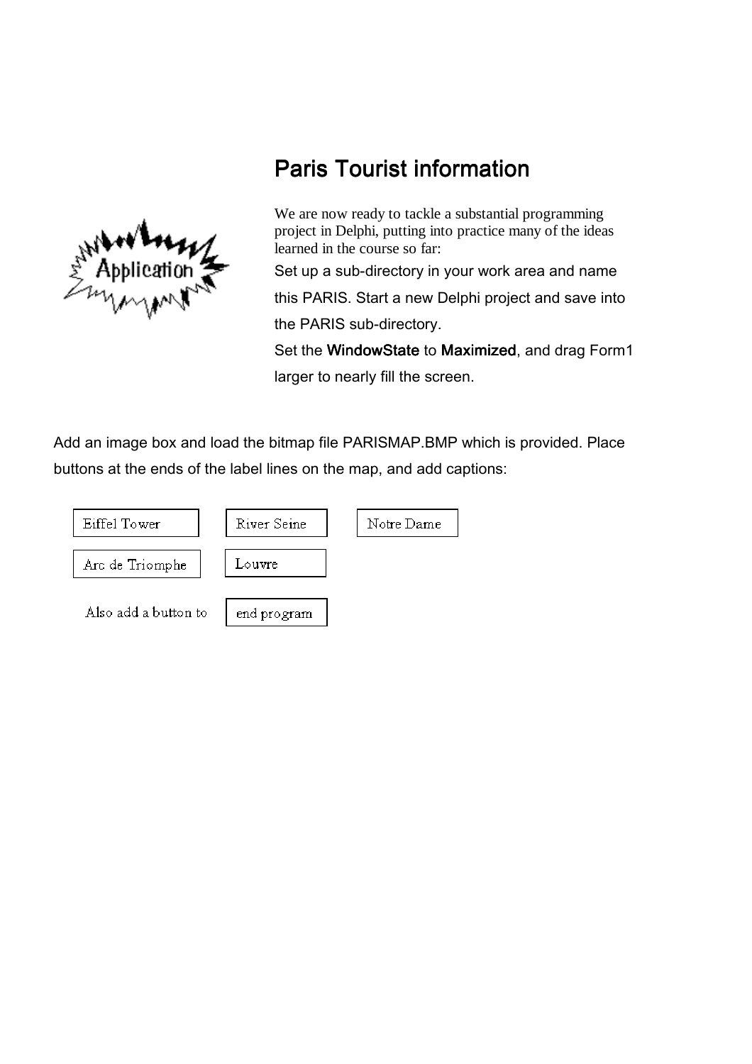## Paris Tourist information

We are now ready to tackle a substantial programming project in Delphi, putting into practice many of the ideas learned in the course so far:

Set up a sub-directory in your work area and name this PARIS. Start a new Delphi project and save into the PARIS sub-directory.

Set the **WindowState** to **Maximized**, and drag Form1 larger to nearly fill the screen.

Add an image box and load the bitmap file PARISMAP.BMP which is provided. Place buttons at the ends of the label lines on the map, and add captions:

Eiffel Tower | River Seine | Notre Dame

Arc de Triomphe | Louvre

Also add a button to | end program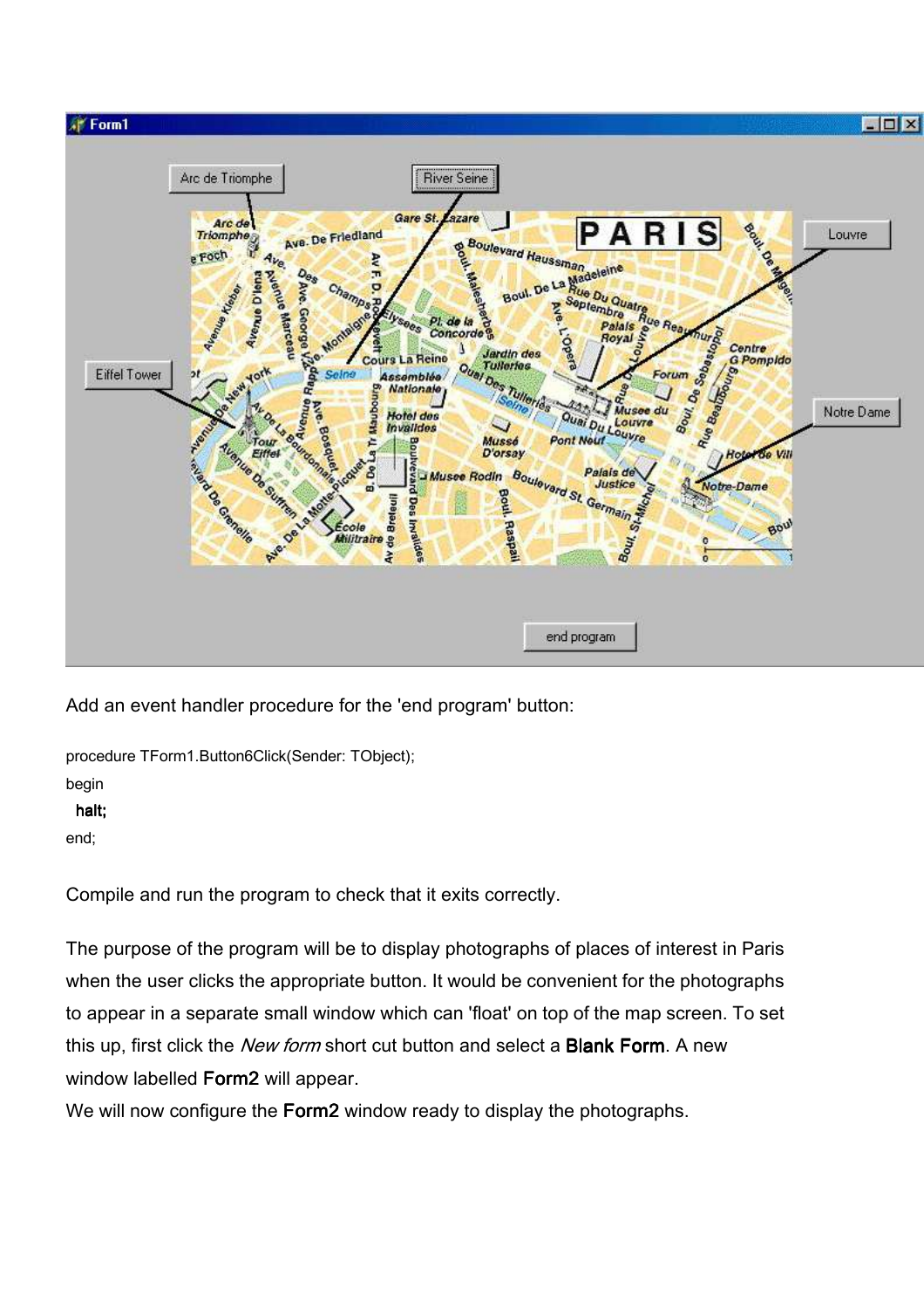Add an event handler procedure for the 'end program' button:

```
procedure TForm1.Button6Click(Sender: TObject);
begin
  halt;
end;
```

Compile and run the program to check that it exits correctly.

The purpose of the program will be to display photographs of places of interest in Paris when the user clicks the appropriate button. It would be convenient for the photographs to appear in a separate small window which can 'float' on top of the map screen. To set this up, first click the *New form* short cut button and select a **Blank Form**. A new window labelled **Form2** will appear.

We will now configure the **Form2** window ready to display the photographs.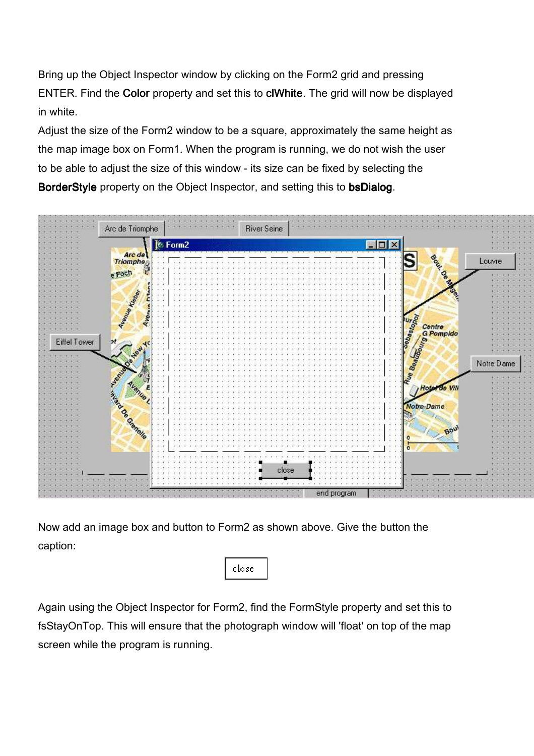Bring up the Object Inspector window by clicking on the Form2 grid and pressing ENTER. Find the **Color** property and set this to **clWhite**. The grid will now be displayed in white.

Adjust the size of the Form2 window to be a square, approximately the same height as the map image box on Form1. When the program is running, we do not wish the user to be able to adjust the size of this window - its size can be fixed by selecting the **BorderStyle** property on the Object Inspector, and setting this to **bsDialog**.

Now add an image box and button to Form2 as shown above. Give the button the caption:

close

Again using the Object Inspector for Form2, find the FormStyle property and set this to fsStayOnTop. This will ensure that the photograph window will 'float' on top of the map screen while the program is running.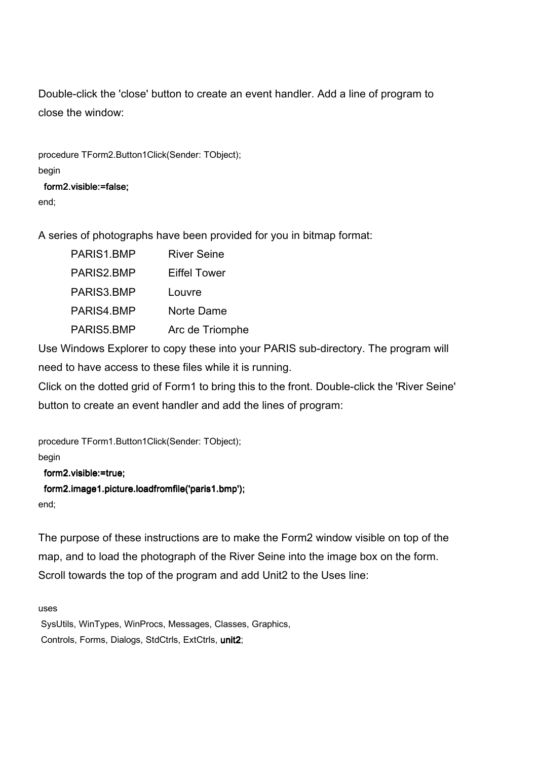Double-click the 'close' button to create an event handler. Add a line of program to close the window:

```
procedure TForm2.Button1Click(Sender: TObject);
begin
  form2.visible:=false;
end;
```

A series of photographs have been provided for you in bitmap format:

| | |
|---|---|
| PARIS1.BMP | River Seine |
| PARIS2.BMP | Eiffel Tower |
| PARIS3.BMP | Louvre |
| PARIS4.BMP | Norte Dame |
| PARIS5.BMP | Arc de Triomphe |

Use Windows Explorer to copy these into your PARIS sub-directory. The program will need to have access to these files while it is running.
Click on the dotted grid of Form1 to bring this to the front. Double-click the 'River Seine' button to create an event handler and add the lines of program:

```
procedure TForm1.Button1Click(Sender: TObject);
begin
  form2.visible:=true;
  form2.image1.picture.loadfromfile('paris1.bmp');
end;
```

The purpose of these instructions are to make the Form2 window visible on top of the map, and to load the photograph of the River Seine into the image box on the form.
Scroll towards the top of the program and add Unit2 to the Uses line:

```
uses
 SysUtils, WinTypes, WinProcs, Messages, Classes, Graphics,
 Controls, Forms, Dialogs, StdCtrls, ExtCtrls, unit2;
```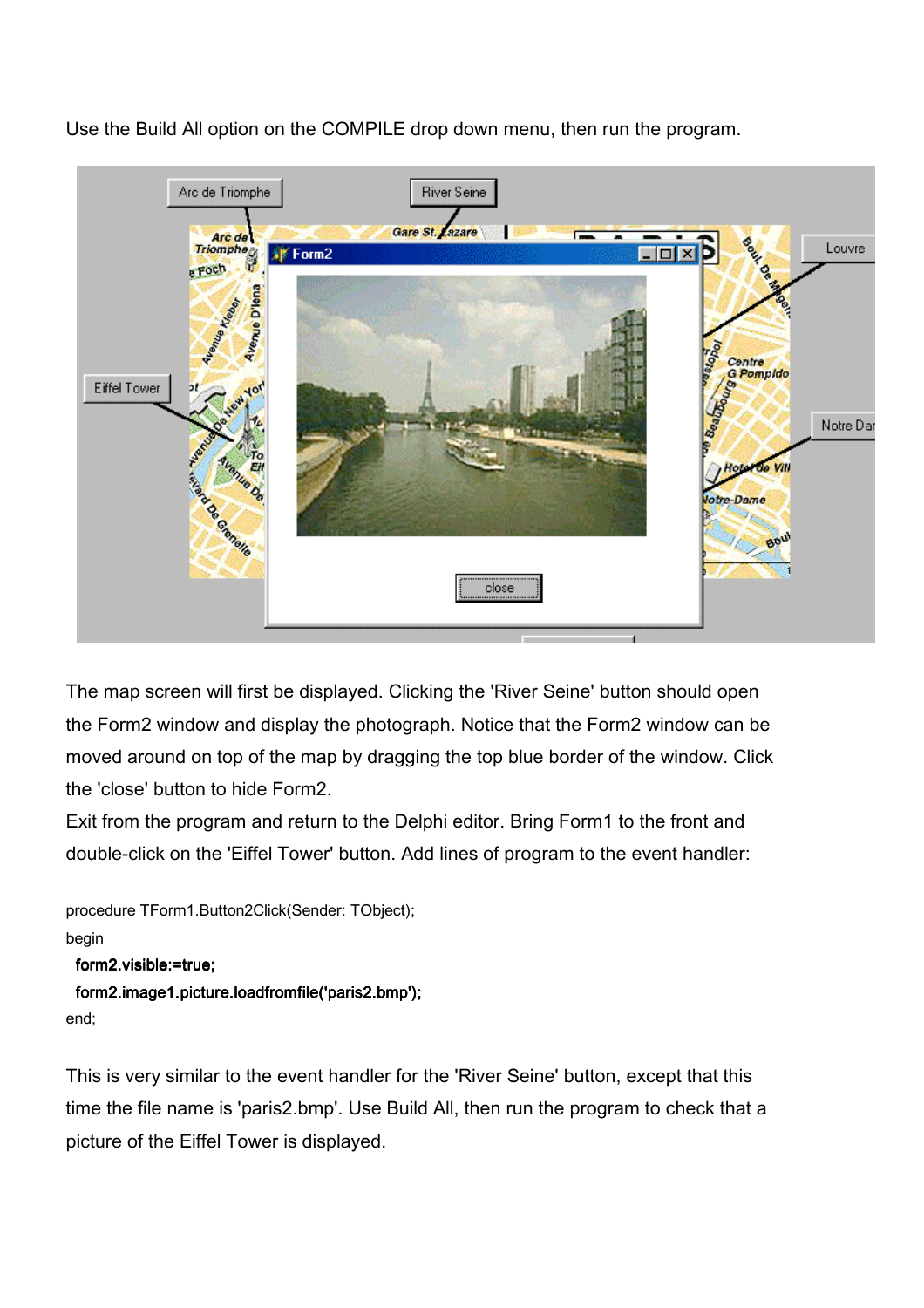Use the Build All option on the COMPILE drop down menu, then run the program.

The map screen will first be displayed. Clicking the 'River Seine' button should open the Form2 window and display the photograph. Notice that the Form2 window can be moved around on top of the map by dragging the top blue border of the window. Click the 'close' button to hide Form2.

Exit from the program and return to the Delphi editor. Bring Form1 to the front and double-click on the 'Eiffel Tower' button. Add lines of program to the event handler:

```
procedure TForm1.Button2Click(Sender: TObject);
begin
  form2.visible:=true;
  form2.image1.picture.loadfromfile('paris2.bmp');
end;
```

This is very similar to the event handler for the 'River Seine' button, except that this time the file name is 'paris2.bmp'. Use Build All, then run the program to check that a picture of the Eiffel Tower is displayed.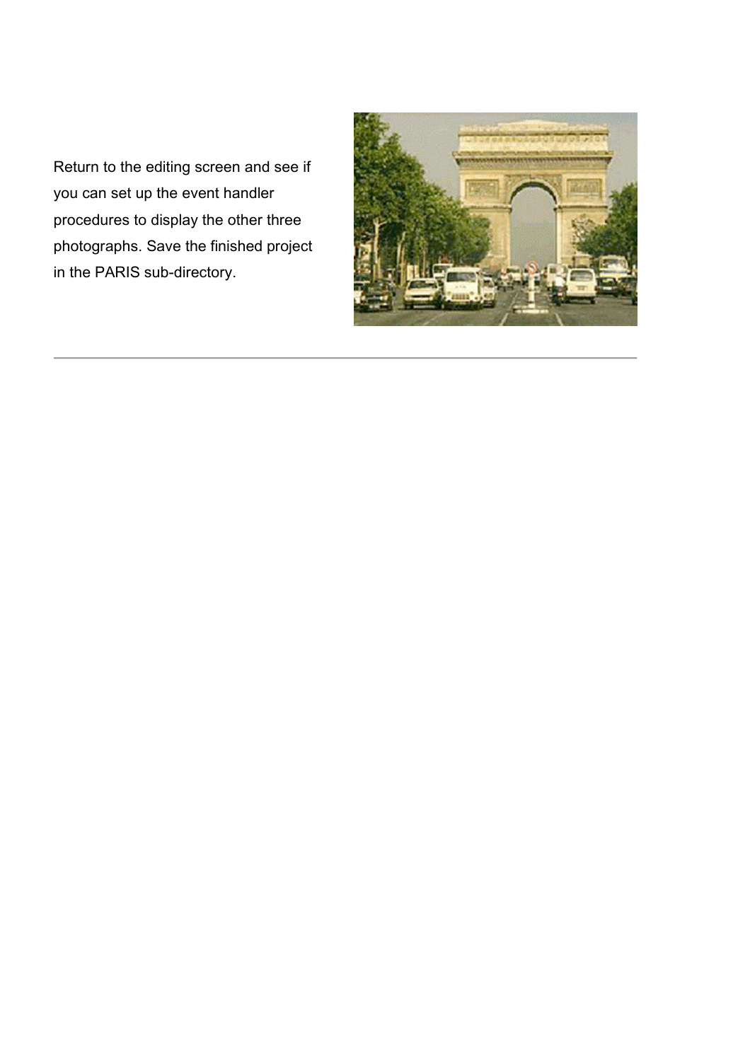Return to the editing screen and see if you can set up the event handler procedures to display the other three photographs. Save the finished project in the PARIS sub-directory.

---